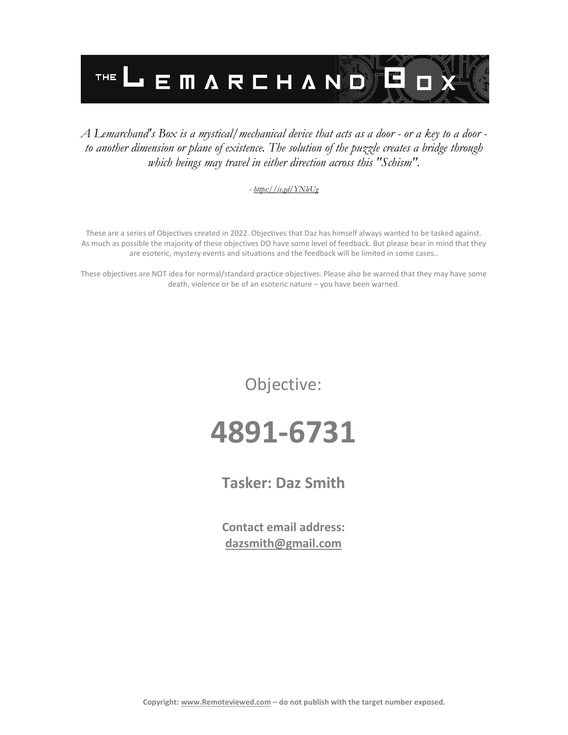# THE LEMARCHAND BOX

*A Lemarchand's Box is a mystical/mechanical device that acts as a door - or a key to a door - to another dimension or plane of existence. The solution of the puzzle creates a bridge through which beings may travel in either direction across this "Schism".*

*- https://is.gd/YNleUg*

These are a series of Objectives created in 2022. Objectives that Daz has himself always wanted to be tasked against. As much as possible the majority of these objectives DO have some level of feedback. But please bear in mind that they are esoteric, mystery events and situations and the feedback will be limited in some cases..

These objectives are NOT idea for normal/standard practice objectives. Please also be warned that they may have some death, violence or be of an esoteric nature – you have been warned.

Objective:

# 4891-6731

## Tasker: Daz Smith

**Contact email address:**
**dazsmith@gmail.com**

**Copyright: www.Remoteviewed.com – do not publish with the target number exposed.**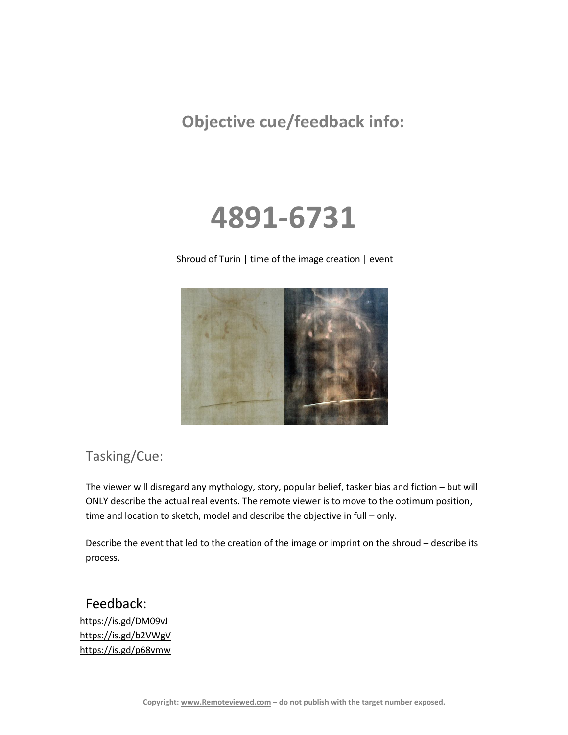## Objective cue/feedback info:

# 4891-6731

Shroud of Turin | time of the image creation | event

### Tasking/Cue:

The viewer will disregard any mythology, story, popular belief, tasker bias and fiction – but will ONLY describe the actual real events. The remote viewer is to move to the optimum position, time and location to sketch, model and describe the objective in full – only.

Describe the event that led to the creation of the image or imprint on the shroud – describe its process.

### Feedback:

https://is.gd/DM09vJ
https://is.gd/b2VWgV
https://is.gd/p68vmw

**Copyright: www.Remoteviewed.com – do not publish with the target number exposed.**